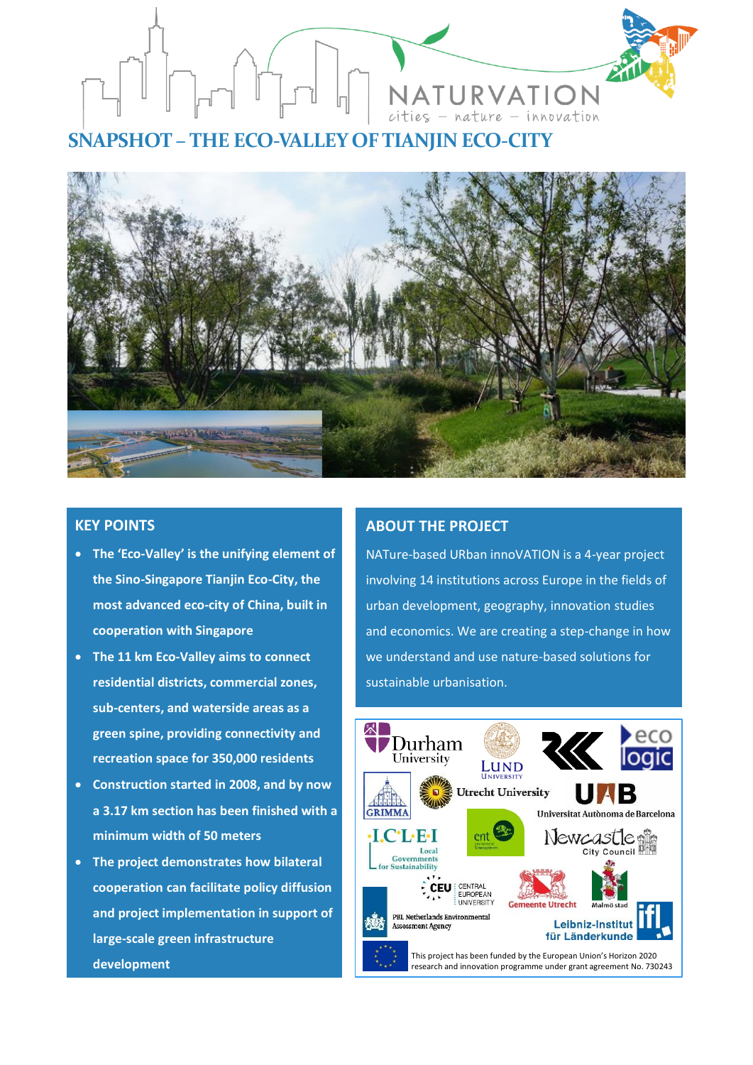NATURVATION

cities – nature – innovation

# SNAPSHOT – THE ECO-VALLEY OF TIANJIN ECO-CITY

## KEY POINTS

- **The 'Eco-Valley' is the unifying element of the Sino-Singapore Tianjin Eco-City, the most advanced eco-city of China, built in cooperation with Singapore**
- **The 11 km Eco-Valley aims to connect residential districts, commercial zones, sub-centers, and waterside areas as a green spine, providing connectivity and recreation space for 350,000 residents**
- **Construction started in 2008, and by now a 3.17 km section has been finished with a minimum width of 50 meters**
- **The project demonstrates how bilateral cooperation can facilitate policy diffusion and project implementation in support of large-scale green infrastructure development**

## ABOUT THE PROJECT

NATure-based URban innoVATION is a 4-year project involving 14 institutions across Europe in the fields of urban development, geography, innovation studies and economics. We are creating a step-change in how we understand and use nature-based solutions for sustainable urbanisation.

Durham University, Lund University, Ecologic, Grimma, Utrecht University, Universitat Autònoma de Barcelona, ICLEI Local Governments for Sustainability, ent, Newcastle City Council, CEU Central European University, Gemeente Utrecht, Malmö stad, PBL Netherlands Environmental Assessment Agency, Leibniz-Institut für Länderkunde (ifl)

This project has been funded by the European Union's Horizon 2020 research and innovation programme under grant agreement No. 730243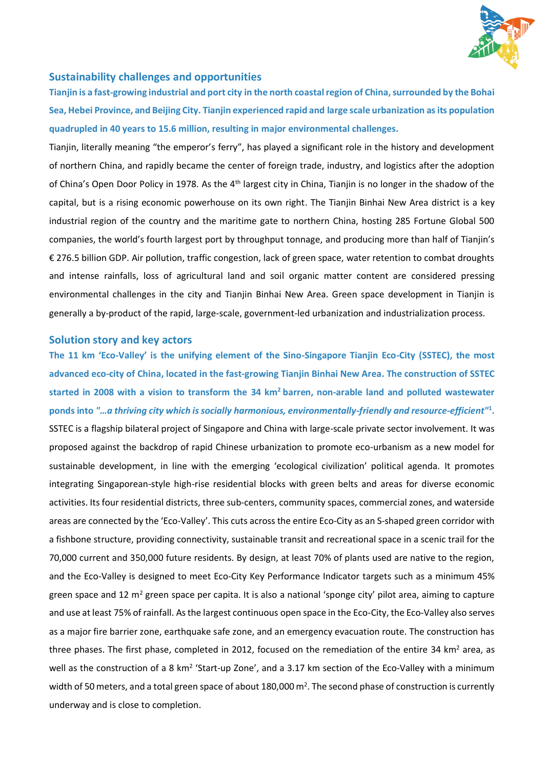## Sustainability challenges and opportunities

**Tianjin is a fast-growing industrial and port city in the north coastal region of China, surrounded by the Bohai Sea, Hebei Province, and Beijing City. Tianjin experienced rapid and large scale urbanization as its population quadrupled in 40 years to 15.6 million, resulting in major environmental challenges.**

Tianjin, literally meaning "the emperor's ferry", has played a significant role in the history and development of northern China, and rapidly became the center of foreign trade, industry, and logistics after the adoption of China's Open Door Policy in 1978. As the 4th largest city in China, Tianjin is no longer in the shadow of the capital, but is a rising economic powerhouse on its own right. The Tianjin Binhai New Area district is a key industrial region of the country and the maritime gate to northern China, hosting 285 Fortune Global 500 companies, the world's fourth largest port by throughput tonnage, and producing more than half of Tianjin's € 276.5 billion GDP. Air pollution, traffic congestion, lack of green space, water retention to combat droughts and intense rainfalls, loss of agricultural land and soil organic matter content are considered pressing environmental challenges in the city and Tianjin Binhai New Area. Green space development in Tianjin is generally a by-product of the rapid, large-scale, government-led urbanization and industrialization process.

## Solution story and key actors

**The 11 km 'Eco-Valley' is the unifying element of the Sino-Singapore Tianjin Eco-City (SSTEC), the most advanced eco-city of China, located in the fast-growing Tianjin Binhai New Area. The construction of SSTEC started in 2008 with a vision to transform the 34 km$^2$ barren, non-arable land and polluted wastewater ponds into "*…a thriving city which is socially harmonious, environmentally-friendly and resource-efficient*"[1].**

SSTEC is a flagship bilateral project of Singapore and China with large-scale private sector involvement. It was proposed against the backdrop of rapid Chinese urbanization to promote eco-urbanism as a new model for sustainable development, in line with the emerging 'ecological civilization' political agenda. It promotes integrating Singaporean-style high-rise residential blocks with green belts and areas for diverse economic activities. Its four residential districts, three sub-centers, community spaces, commercial zones, and waterside areas are connected by the 'Eco-Valley'. This cuts across the entire Eco-City as an S-shaped green corridor with a fishbone structure, providing connectivity, sustainable transit and recreational space in a scenic trail for the 70,000 current and 350,000 future residents. By design, at least 70% of plants used are native to the region, and the Eco-Valley is designed to meet Eco-City Key Performance Indicator targets such as a minimum 45% green space and 12 m$^2$ green space per capita. It is also a national 'sponge city' pilot area, aiming to capture and use at least 75% of rainfall. As the largest continuous open space in the Eco-City, the Eco-Valley also serves as a major fire barrier zone, earthquake safe zone, and an emergency evacuation route. The construction has three phases. The first phase, completed in 2012, focused on the remediation of the entire 34 km$^2$ area, as well as the construction of a 8 km$^2$ 'Start-up Zone', and a 3.17 km section of the Eco-Valley with a minimum width of 50 meters, and a total green space of about 180,000 m$^2$. The second phase of construction is currently underway and is close to completion.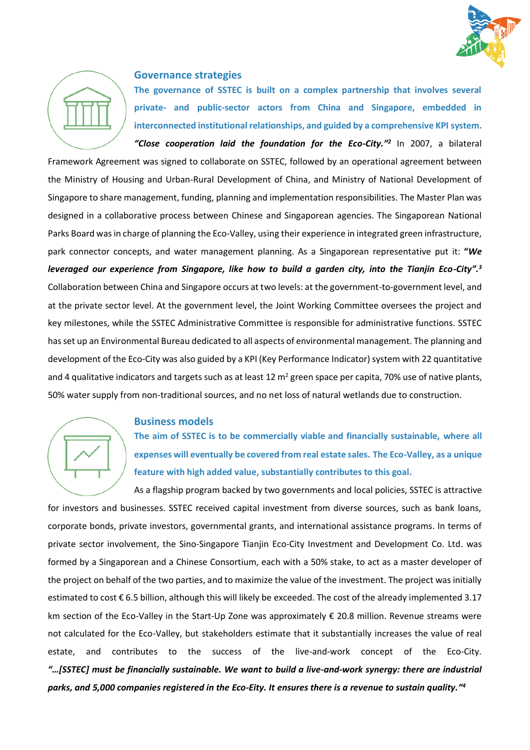## Governance strategies

**The governance of SSTEC is built on a complex partnership that involves several private- and public-sector actors from China and Singapore, embedded in interconnected institutional relationships, and guided by a comprehensive KPI system.**

***"Close cooperation laid the foundation for the Eco-City."[2]*** In 2007, a bilateral Framework Agreement was signed to collaborate on SSTEC, followed by an operational agreement between the Ministry of Housing and Urban-Rural Development of China, and Ministry of National Development of Singapore to share management, funding, planning and implementation responsibilities. The Master Plan was designed in a collaborative process between Chinese and Singaporean agencies. The Singaporean National Parks Board was in charge of planning the Eco-Valley, using their experience in integrated green infrastructure, park connector concepts, and water management planning. As a Singaporean representative put it: ***"We leveraged our experience from Singapore, like how to build a garden city, into the Tianjin Eco-City".[3]*** Collaboration between China and Singapore occurs at two levels: at the government-to-government level, and at the private sector level. At the government level, the Joint Working Committee oversees the project and key milestones, while the SSTEC Administrative Committee is responsible for administrative functions. SSTEC has set up an Environmental Bureau dedicated to all aspects of environmental management. The planning and development of the Eco-City was also guided by a KPI (Key Performance Indicator) system with 22 quantitative and 4 qualitative indicators and targets such as at least 12 $m^2$ green space per capita, 70% use of native plants, 50% water supply from non-traditional sources, and no net loss of natural wetlands due to construction.

## Business models

**The aim of SSTEC is to be commercially viable and financially sustainable, where all expenses will eventually be covered from real estate sales. The Eco-Valley, as a unique feature with high added value, substantially contributes to this goal.**

As a flagship program backed by two governments and local policies, SSTEC is attractive for investors and businesses. SSTEC received capital investment from diverse sources, such as bank loans, corporate bonds, private investors, governmental grants, and international assistance programs. In terms of private sector involvement, the Sino-Singapore Tianjin Eco-City Investment and Development Co. Ltd. was formed by a Singaporean and a Chinese Consortium, each with a 50% stake, to act as a master developer of the project on behalf of the two parties, and to maximize the value of the investment. The project was initially estimated to cost € 6.5 billion, although this will likely be exceeded. The cost of the already implemented 3.17 km section of the Eco-Valley in the Start-Up Zone was approximately € 20.8 million. Revenue streams were not calculated for the Eco-Valley, but stakeholders estimate that it substantially increases the value of real estate, and contributes to the success of the live-and-work concept of the Eco-City. ***"…[SSTEC] must be financially sustainable. We want to build a live-and-work synergy: there are industrial parks, and 5,000 companies registered in the Eco-Eity. It ensures there is a revenue to sustain quality."[4]***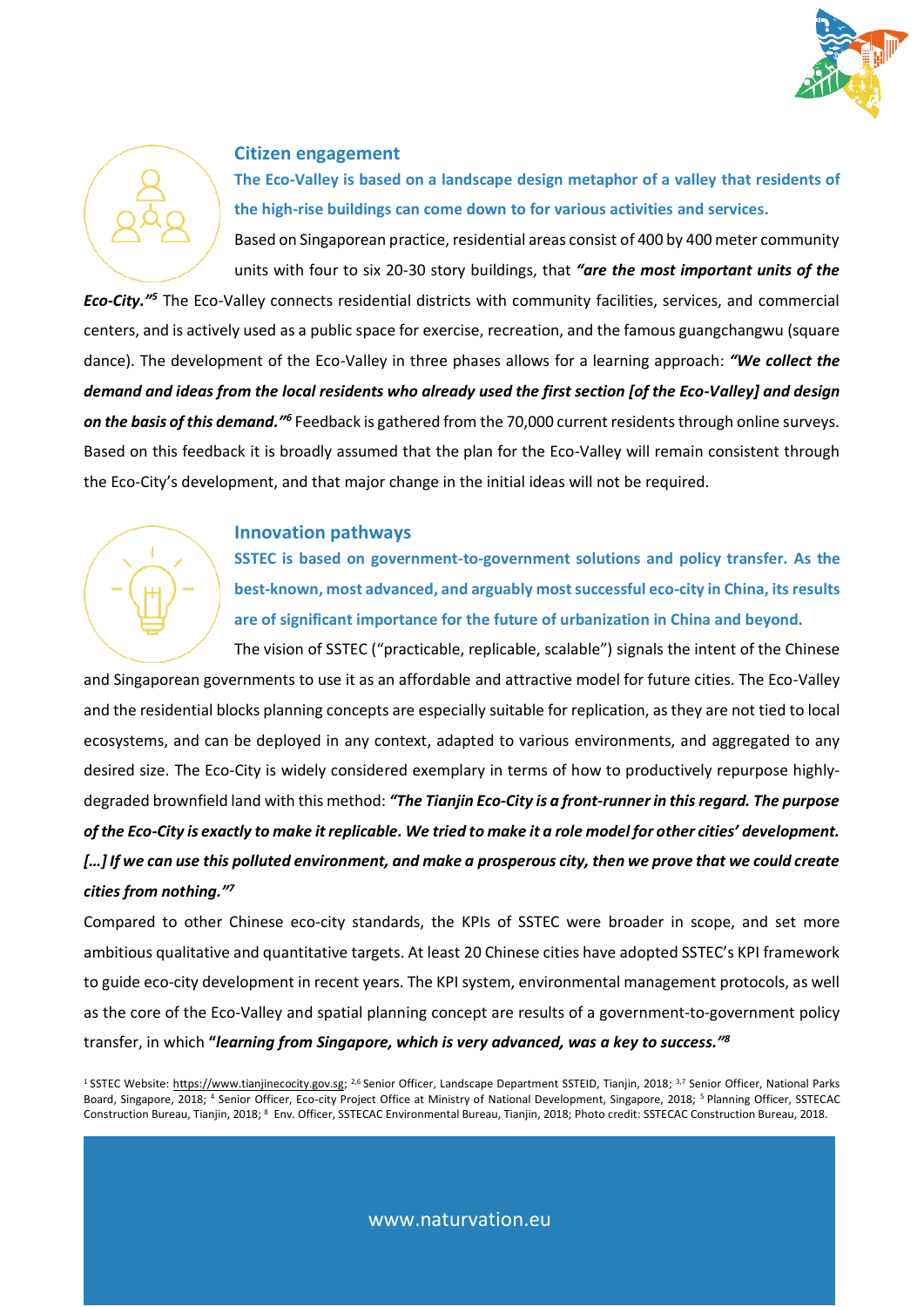## Citizen engagement

**The Eco-Valley is based on a landscape design metaphor of a valley that residents of the high-rise buildings can come down to for various activities and services.**

Based on Singaporean practice, residential areas consist of 400 by 400 meter community units with four to six 20-30 story buildings, that ***"are the most important units of the Eco-City."***[5] The Eco-Valley connects residential districts with community facilities, services, and commercial centers, and is actively used as a public space for exercise, recreation, and the famous guangchangwu (square dance). The development of the Eco-Valley in three phases allows for a learning approach: ***"We collect the demand and ideas from the local residents who already used the first section [of the Eco-Valley] and design on the basis of this demand."***[6] Feedback is gathered from the 70,000 current residents through online surveys. Based on this feedback it is broadly assumed that the plan for the Eco-Valley will remain consistent through the Eco-City's development, and that major change in the initial ideas will not be required.

## Innovation pathways

**SSTEC is based on government-to-government solutions and policy transfer. As the best-known, most advanced, and arguably most successful eco-city in China, its results are of significant importance for the future of urbanization in China and beyond.**

The vision of SSTEC ("practicable, replicable, scalable") signals the intent of the Chinese and Singaporean governments to use it as an affordable and attractive model for future cities. The Eco-Valley and the residential blocks planning concepts are especially suitable for replication, as they are not tied to local ecosystems, and can be deployed in any context, adapted to various environments, and aggregated to any desired size. The Eco-City is widely considered exemplary in terms of how to productively repurpose highly-degraded brownfield land with this method: ***"The Tianjin Eco-City is a front-runner in this regard. The purpose of the Eco-City is exactly to make it replicable. We tried to make it a role model for other cities' development. […] If we can use this polluted environment, and make a prosperous city, then we prove that we could create cities from nothing."***[7]

Compared to other Chinese eco-city standards, the KPIs of SSTEC were broader in scope, and set more ambitious qualitative and quantitative targets. At least 20 Chinese cities have adopted SSTEC's KPI framework to guide eco-city development in recent years. The KPI system, environmental management protocols, as well as the core of the Eco-Valley and spatial planning concept are results of a government-to-government policy transfer, in which **"*learning from Singapore, which is very advanced, was a key to success."***[8]

[1] SSTEC Website: https://www.tianjinecocity.gov.sg; [2,6] Senior Officer, Landscape Department SSTEID, Tianjin, 2018; [3,7] Senior Officer, National Parks Board, Singapore, 2018; [4] Senior Officer, Eco-city Project Office at Ministry of National Development, Singapore, 2018; [5] Planning Officer, SSTECAC Construction Bureau, Tianjin, 2018; [8] Env. Officer, SSTECAC Environmental Bureau, Tianjin, 2018; Photo credit: SSTECAC Construction Bureau, 2018.

www.naturvation.eu